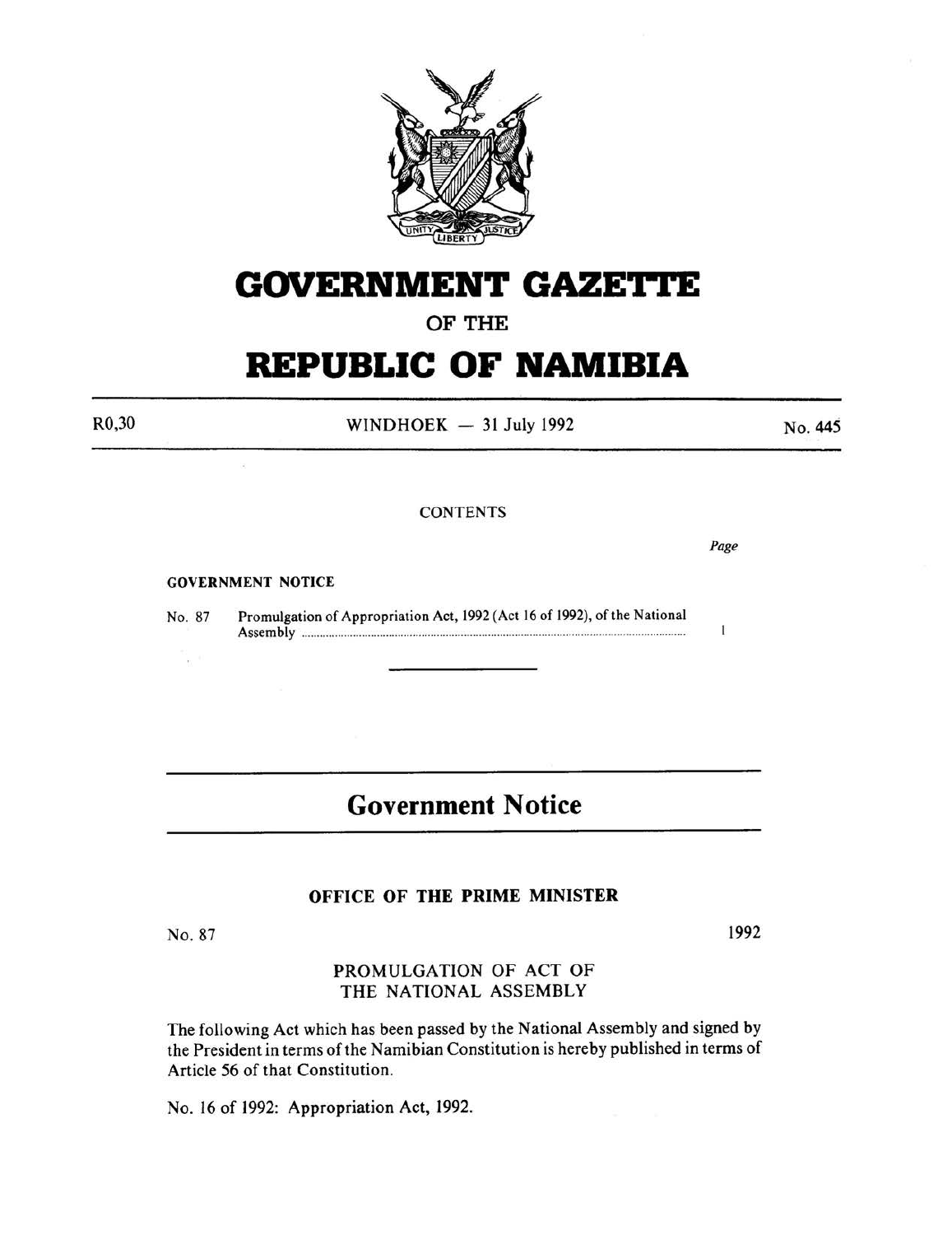# GOVERNMENT GAZETTE

## OF THE

# REPUBLIC OF NAMIBIA

R0,30 WINDHOEK — 31 July 1992 No. 445

CONTENTS

| | | Page |
|---|---|---|
| **GOVERNMENT NOTICE** | | |
| No. 87 | Promulgation of Appropriation Act, 1992 (Act 16 of 1992), of the National Assembly | 1 |

---

# Government Notice

## OFFICE OF THE PRIME MINISTER

No. 87 1992

### PROMULGATION OF ACT OF THE NATIONAL ASSEMBLY

The following Act which has been passed by the National Assembly and signed by the President in terms of the Namibian Constitution is hereby published in terms of Article 56 of that Constitution.

No. 16 of 1992: Appropriation Act, 1992.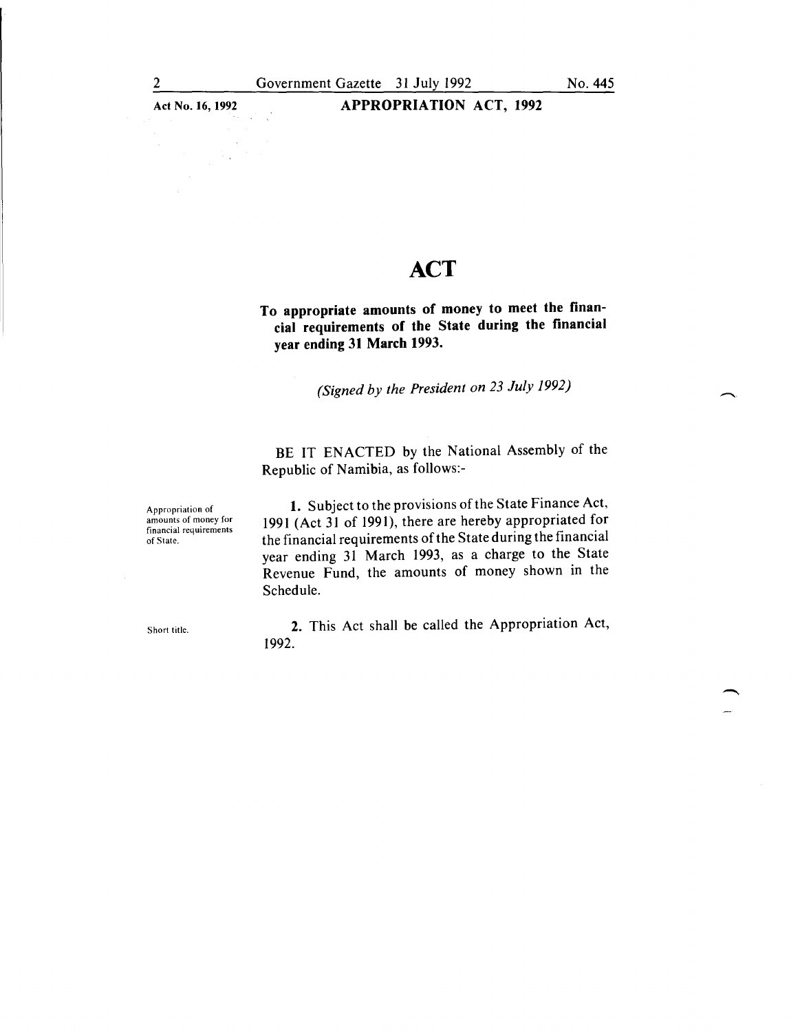# ACT

**To appropriate amounts of money to meet the financial requirements of the State during the financial year ending 31 March 1993.**

*(Signed by the President on 23 July 1992)*

BE IT ENACTED by the National Assembly of the Republic of Namibia, as follows:-

*Appropriation of amounts of money for financial requirements of State.*

**1.** Subject to the provisions of the State Finance Act, 1991 (Act 31 of 1991), there are hereby appropriated for the financial requirements of the State during the financial year ending 31 March 1993, as a charge to the State Revenue Fund, the amounts of money shown in the Schedule.

*Short title.*

**2.** This Act shall be called the Appropriation Act, 1992.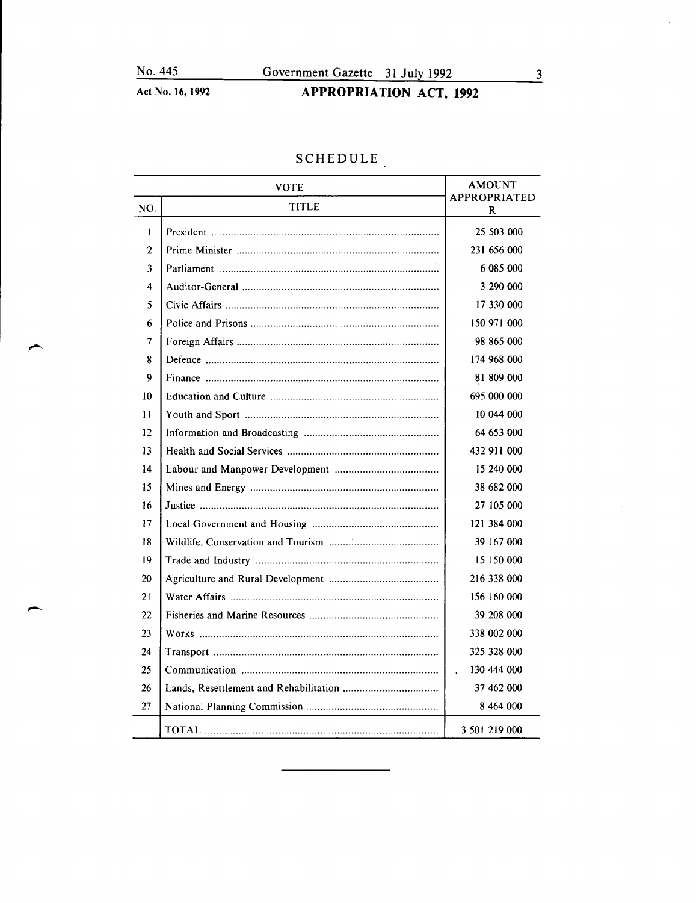Act No. 16, 1992

## APPROPRIATION ACT, 1992

### SCHEDULE

| VOTE | | AMOUNT APPROPRIATED |
|---|---|---|
| NO. | TITLE | R |
| 1 | President | 25 503 000 |
| 2 | Prime Minister | 231 656 000 |
| 3 | Parliament | 6 085 000 |
| 4 | Auditor-General | 3 290 000 |
| 5 | Civic Affairs | 17 330 000 |
| 6 | Police and Prisons | 150 971 000 |
| 7 | Foreign Affairs | 98 865 000 |
| 8 | Defence | 174 968 000 |
| 9 | Finance | 81 809 000 |
| 10 | Education and Culture | 695 000 000 |
| 11 | Youth and Sport | 10 044 000 |
| 12 | Information and Broadcasting | 64 653 000 |
| 13 | Health and Social Services | 432 911 000 |
| 14 | Labour and Manpower Development | 15 240 000 |
| 15 | Mines and Energy | 38 682 000 |
| 16 | Justice | 27 105 000 |
| 17 | Local Government and Housing | 121 384 000 |
| 18 | Wildlife, Conservation and Tourism | 39 167 000 |
| 19 | Trade and Industry | 15 150 000 |
| 20 | Agriculture and Rural Development | 216 338 000 |
| 21 | Water Affairs | 156 160 000 |
| 22 | Fisheries and Marine Resources | 39 208 000 |
| 23 | Works | 338 002 000 |
| 24 | Transport | 325 328 000 |
| 25 | Communication | 130 444 000 |
| 26 | Lands, Resettlement and Rehabilitation | 37 462 000 |
| 27 | National Planning Commission | 8 464 000 |
| | TOTAL | 3 501 219 000 |